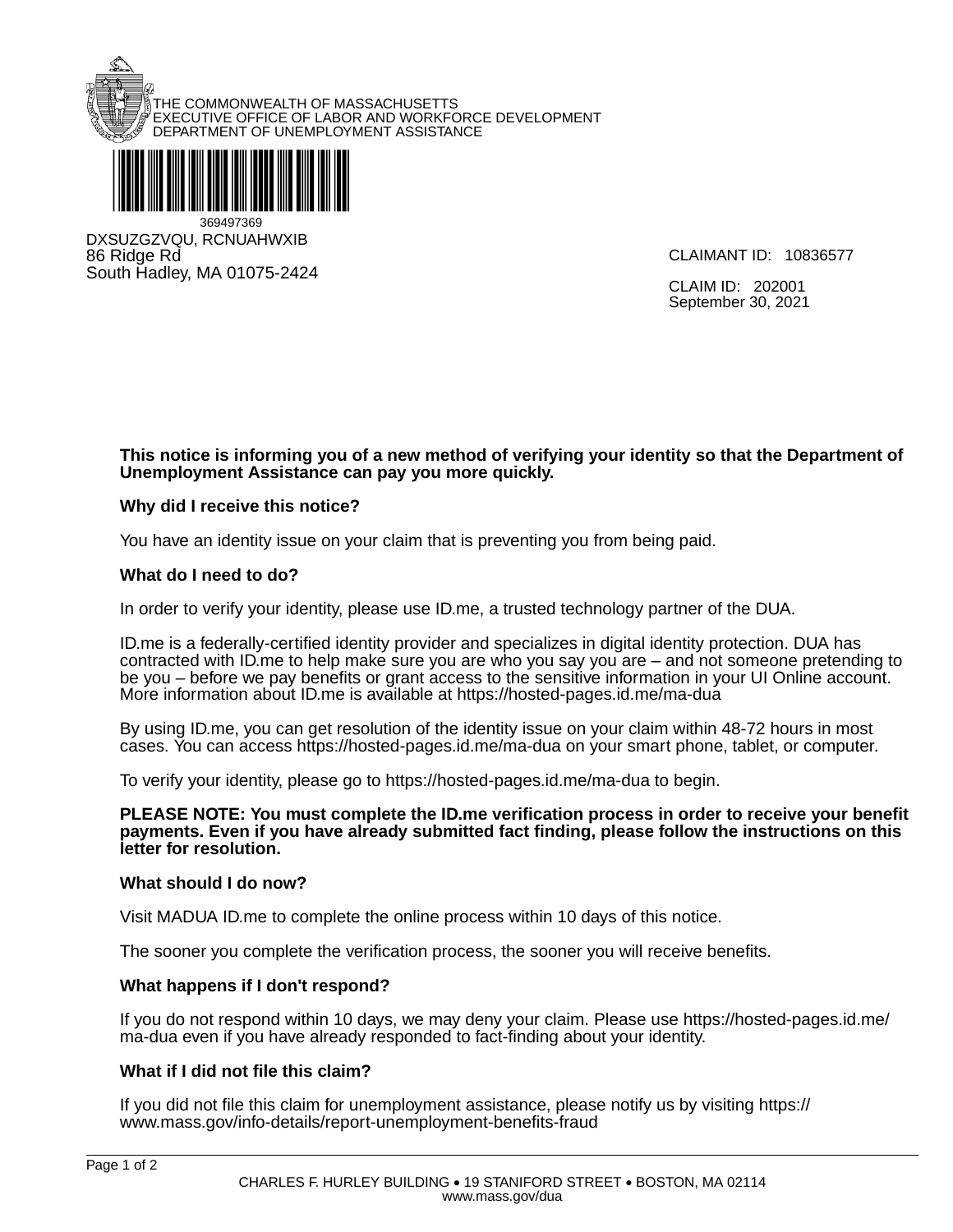THE COMMONWEALTH OF MASSACHUSETTS
EXECUTIVE OFFICE OF LABOR AND WORKFORCE DEVELOPMENT
DEPARTMENT OF UNEMPLOYMENT ASSISTANCE

369497369

DXSUZGZVQU, RCNUAHWXIB
86 Ridge Rd
South Hadley, MA 01075-2424

CLAIMANT ID: 10836577

CLAIM ID: 202001
September 30, 2021

**This notice is informing you of a new method of verifying your identity so that the Department of Unemployment Assistance can pay you more quickly.**

**Why did I receive this notice?**

You have an identity issue on your claim that is preventing you from being paid.

**What do I need to do?**

In order to verify your identity, please use ID.me, a trusted technology partner of the DUA.

ID.me is a federally-certified identity provider and specializes in digital identity protection. DUA has contracted with ID.me to help make sure you are who you say you are – and not someone pretending to be you – before we pay benefits or grant access to the sensitive information in your UI Online account. More information about ID.me is available at https://hosted-pages.id.me/ma-dua

By using ID.me, you can get resolution of the identity issue on your claim within 48-72 hours in most cases. You can access https://hosted-pages.id.me/ma-dua on your smart phone, tablet, or computer.

To verify your identity, please go to https://hosted-pages.id.me/ma-dua to begin.

**PLEASE NOTE: You must complete the ID.me verification process in order to receive your benefit payments. Even if you have already submitted fact finding, please follow the instructions on this letter for resolution.**

**What should I do now?**

Visit MADUA ID.me to complete the online process within 10 days of this notice.

The sooner you complete the verification process, the sooner you will receive benefits.

**What happens if I don't respond?**

If you do not respond within 10 days, we may deny your claim. Please use https://hosted-pages.id.me/ma-dua even if you have already responded to fact-finding about your identity.

**What if I did not file this claim?**

If you did not file this claim for unemployment assistance, please notify us by visiting https://www.mass.gov/info-details/report-unemployment-benefits-fraud

CHARLES F. HURLEY BUILDING • 19 STANIFORD STREET • BOSTON, MA 02114
www.mass.gov/dua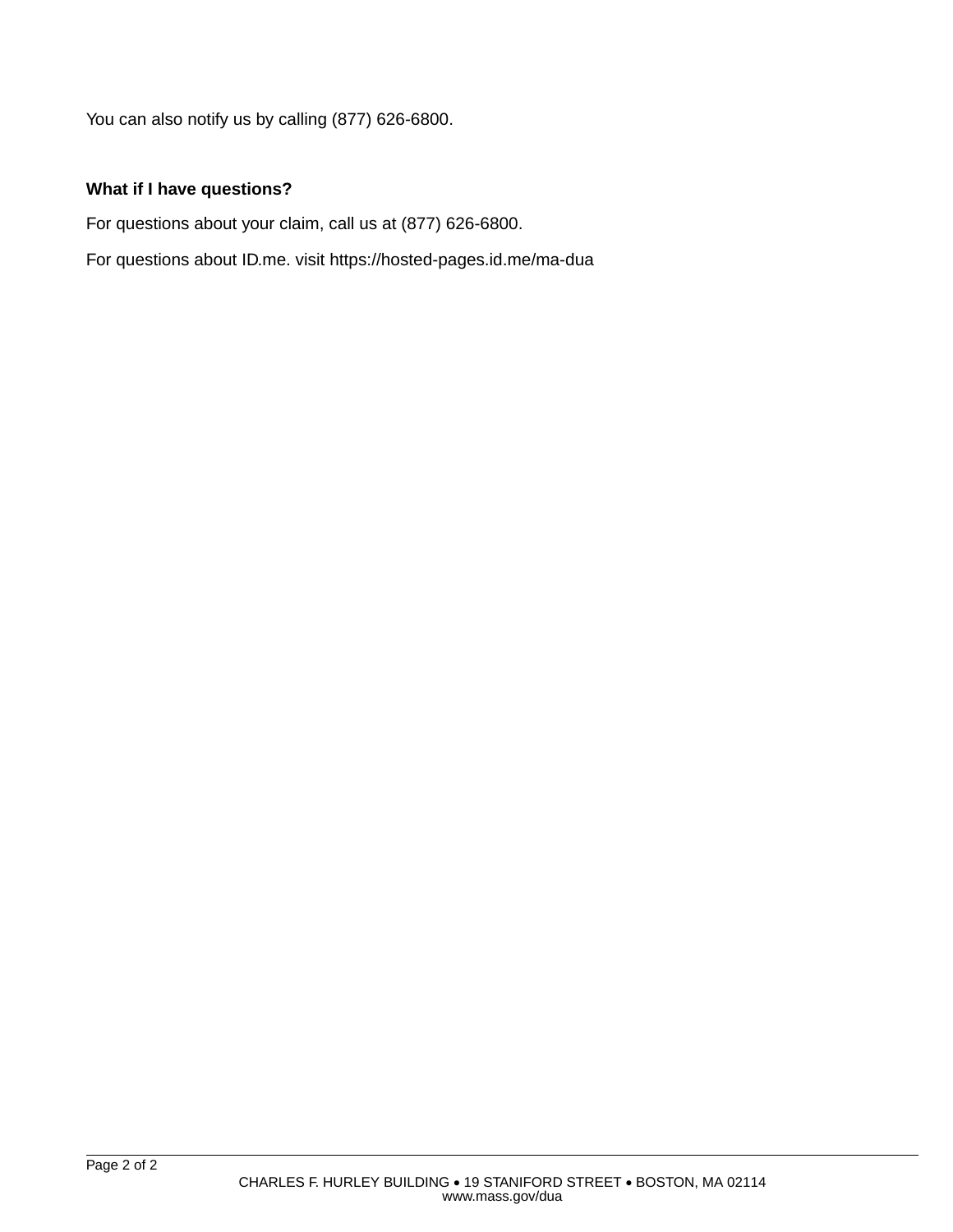You can also notify us by calling (877) 626-6800.

**What if I have questions?**

For questions about your claim, call us at (877) 626-6800.

For questions about ID.me. visit https://hosted-pages.id.me/ma-dua

CHARLES F. HURLEY BUILDING • 19 STANIFORD STREET • BOSTON, MA 02114
www.mass.gov/dua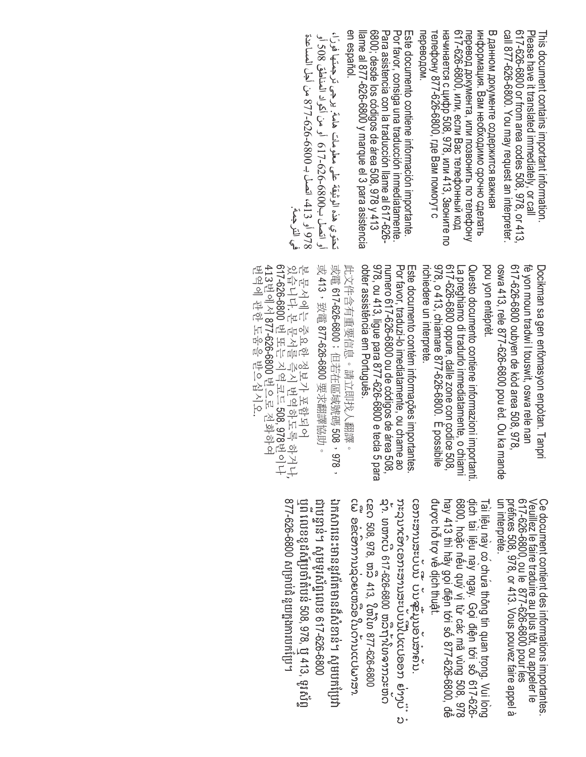This document contains important information. Please have it translated immediately, or call 617-626-6800 or from area codes 508, 978, or 413, call 877-626-6800. You may request an interpreter.

В данном документе содержится важная информация. Вам необходимо срочно сделать перевод документа, или позвонить по телефону 617-626-6800, или, если Вас телефонный код начинается с цифр 508, 978, или 413, Звоните по телефону 877-626-6800, где Вам помогут с переводом.

Este documento contiene información importante. Por favor, consiga una traducción inmediatamente. Para asistencia con la traducción llame al 617-626-6800; desde los códigos de área 508, 978 y 413 llame al 877-626-6800 y marque el 3 para asistencia en español.

تحتوي هذه الوثيقة على معلومات هامة. يرجى ترجمتها فوراً، أو اتصل بـ617-626-6800 أو من أكواد المناطق 508 أو 978 أو 413، اتصل بـ 877-626-6800 من أجل المساعدة في الترجمة.

Docikman sa gen enfòmasyon enpòtan. Tanpri fè yon moun tradwi l touswit, oswa rele nan 617-626-6800 oubyen de kòd area 508, 978, oswa 413, rele 877-626-6800 pou èd. Ou ka mande pou yon entèprèt.

Questo documento contiene informazioni importanti. La preghiamo di tradurlo immediatamente, o chiami 617-626-6800 oppure, dalle zone con codice 508, 978, o 413, chiamare 877-626-6800. È possibile richiedere un interprete.

Este documento contém informações importantes. Por favor, traduzi-lo imediatamente, ou chame ao numero 617-626-6800 ou de códigos de área 508, 978, ou 413, ligue para 877-626-6800 e tecla 5 para obter assistência em Português.

此文件含有重要信息。請立即找人翻譯。或電 617-626-6800；但若在區域號碼 508，978，或 413，致電 877-626-6800 要求翻譯協助。

본 문서에는 중요한 정보가 포함되어 있습니다. 본 문서를 즉시 번역하도록 하거나, 617-626-6800 번 또는 지역 코드 508, 978번이나 413번에서 877-626-6800 번으로 전화하여 번역에 관한 도움을 받으십시오.

Ce document contient des informations importantes. Veuillez le faire traduire au plus tôt, ou appeler le 617-626-6800, ou le 877-626-6800 pour les préfixes 508, 978, or 413. Vous pouvez faire appel à un interprète.

Tài liệu này có chứa thông tin quan trọng. Vui lòng dịch tài liệu này ngay. Gọi điện tới số 617-626-6800, hoặc nếu quý vị từ các mã vùng 508, 978 hay 413 thì hãy gọi điện tới số 877-626-6800, để được hỗ trợ về dịch thuật.

ເອກະສານສະບັບນີ້ ບັນຈຸຂໍ້ມູນທີ່ສຳຄັນ. ກະລຸນາເອົາເອກະສານສະບັບນີ້ໄປແປອອກ ຢ່າງດ່ວນ. ຫຼືໂທ 617-626-6800 ຫຼືວ່າຖ້າໃຊ້ລະຫັດເຂດ 508, 978, ຫຼື 413, ໃຫ້ໂທ 877-626-6800 ເພື່ອຂໍຄວາມຊ່ວຍເຫຼືອໃນການແປພາສາ.

ឯកសារនេះមានព័ត៌មានសំខាន់ៗ សូមបកប្រែវាជាបន្ទាន់ សូមទូរស័ព្ទទៅលេខ 617-626-6800 ឬបើលេខកូដតំបន់ 508, 978, ឬ 413, សូមទូរស័ព្ទទៅលេខ 877-626-6800 សម្រាប់ជំនួយផ្នែកបកប្រែ។